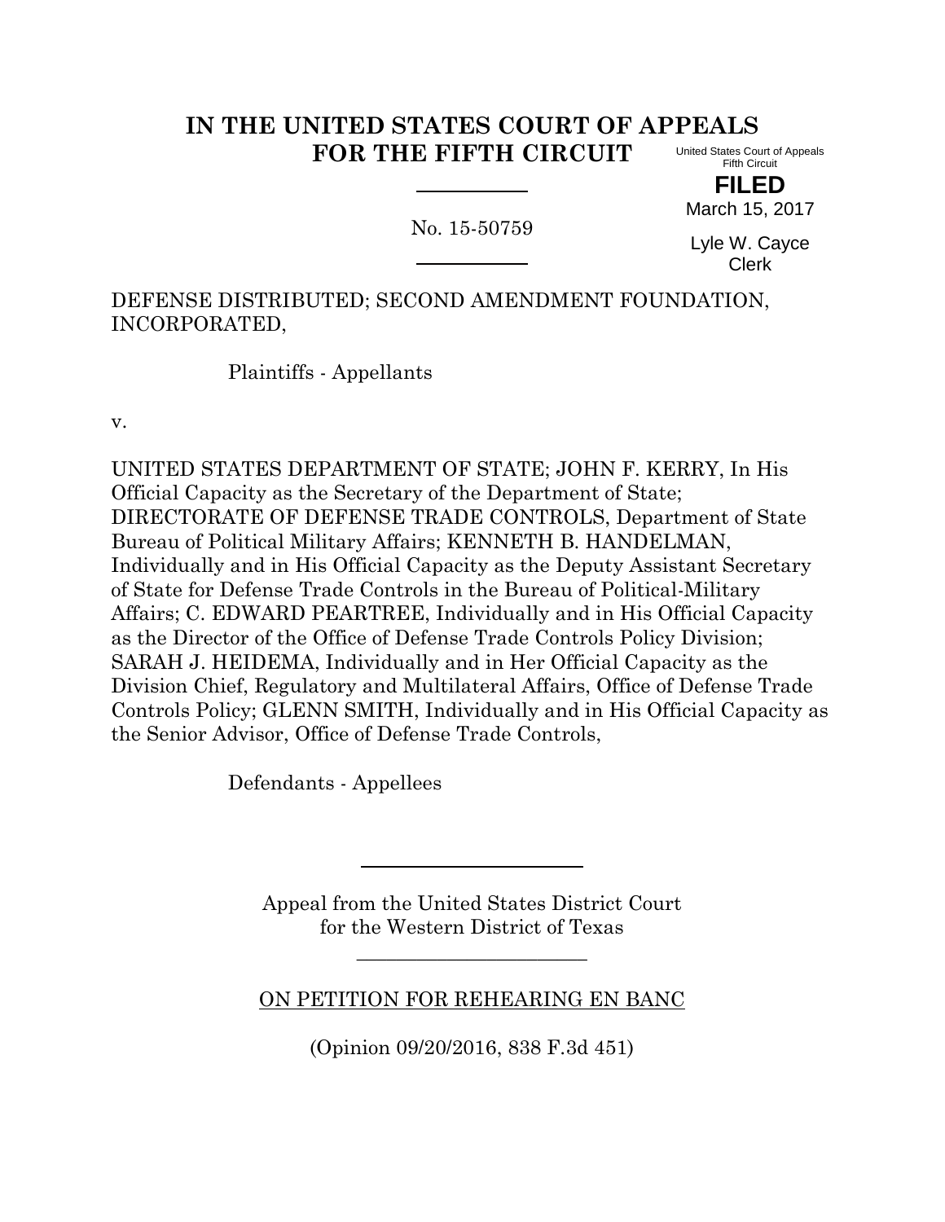# IN THE UNITED STATES COURT OF APPEALS FOR THE FIFTH CIRCUIT

United States Court of Appeals
Fifth Circuit

**FILED**

March 15, 2017

Lyle W. Cayce
Clerk

---

No. 15-50759

---

DEFENSE DISTRIBUTED; SECOND AMENDMENT FOUNDATION, INCORPORATED,

Plaintiffs - Appellants

v.

UNITED STATES DEPARTMENT OF STATE; JOHN F. KERRY, In His Official Capacity as the Secretary of the Department of State; DIRECTORATE OF DEFENSE TRADE CONTROLS, Department of State Bureau of Political Military Affairs; KENNETH B. HANDELMAN, Individually and in His Official Capacity as the Deputy Assistant Secretary of State for Defense Trade Controls in the Bureau of Political-Military Affairs; C. EDWARD PEARTREE, Individually and in His Official Capacity as the Director of the Office of Defense Trade Controls Policy Division; SARAH J. HEIDEMA, Individually and in Her Official Capacity as the Division Chief, Regulatory and Multilateral Affairs, Office of Defense Trade Controls Policy; GLENN SMITH, Individually and in His Official Capacity as the Senior Advisor, Office of Defense Trade Controls,

Defendants - Appellees

---

Appeal from the United States District Court
for the Western District of Texas

---

ON PETITION FOR REHEARING EN BANC

(Opinion 09/20/2016, 838 F.3d 451)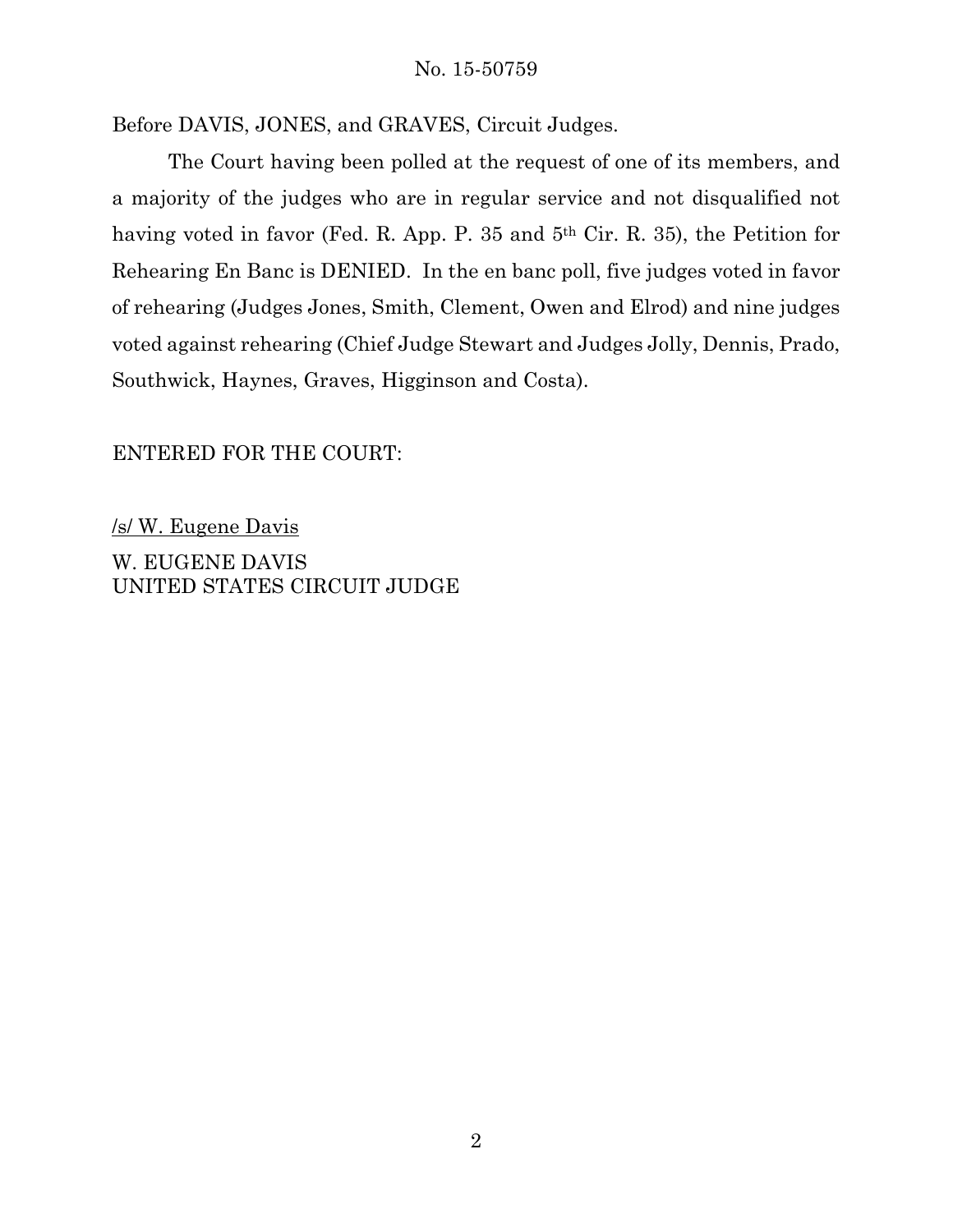Before DAVIS, JONES, and GRAVES, Circuit Judges.

The Court having been polled at the request of one of its members, and a majority of the judges who are in regular service and not disqualified not having voted in favor (Fed. R. App. P. 35 and 5th Cir. R. 35), the Petition for Rehearing En Banc is DENIED. In the en banc poll, five judges voted in favor of rehearing (Judges Jones, Smith, Clement, Owen and Elrod) and nine judges voted against rehearing (Chief Judge Stewart and Judges Jolly, Dennis, Prado, Southwick, Haynes, Graves, Higginson and Costa).

ENTERED FOR THE COURT:

/s/ W. Eugene Davis

W. EUGENE DAVIS
UNITED STATES CIRCUIT JUDGE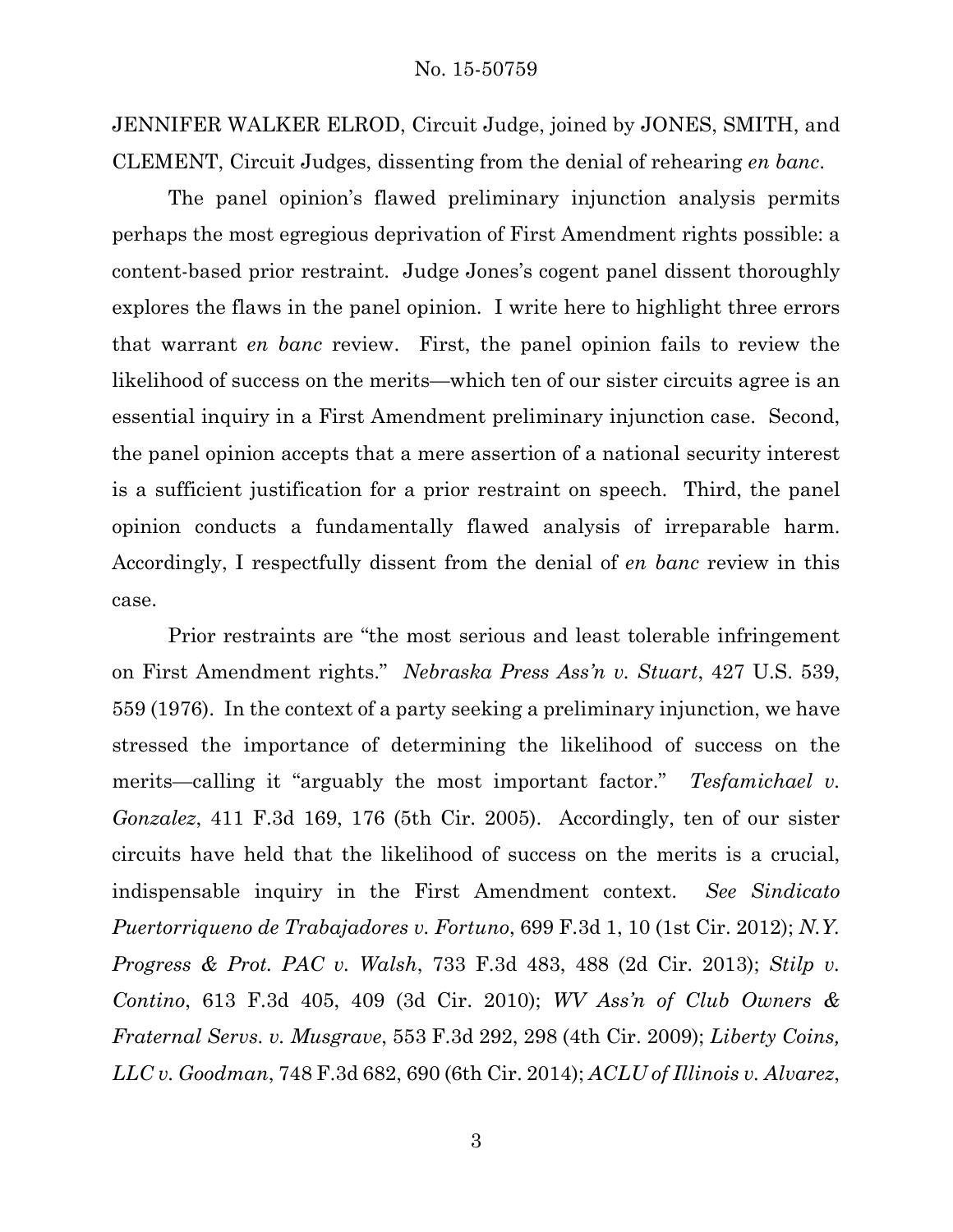JENNIFER WALKER ELROD, Circuit Judge, joined by JONES, SMITH, and CLEMENT, Circuit Judges, dissenting from the denial of rehearing *en banc*.

The panel opinion's flawed preliminary injunction analysis permits perhaps the most egregious deprivation of First Amendment rights possible: a content-based prior restraint. Judge Jones's cogent panel dissent thoroughly explores the flaws in the panel opinion. I write here to highlight three errors that warrant *en banc* review. First, the panel opinion fails to review the likelihood of success on the merits—which ten of our sister circuits agree is an essential inquiry in a First Amendment preliminary injunction case. Second, the panel opinion accepts that a mere assertion of a national security interest is a sufficient justification for a prior restraint on speech. Third, the panel opinion conducts a fundamentally flawed analysis of irreparable harm. Accordingly, I respectfully dissent from the denial of *en banc* review in this case.

Prior restraints are "the most serious and least tolerable infringement on First Amendment rights." *Nebraska Press Ass'n v. Stuart*, 427 U.S. 539, 559 (1976). In the context of a party seeking a preliminary injunction, we have stressed the importance of determining the likelihood of success on the merits—calling it "arguably the most important factor." *Tesfamichael v. Gonzalez*, 411 F.3d 169, 176 (5th Cir. 2005). Accordingly, ten of our sister circuits have held that the likelihood of success on the merits is a crucial, indispensable inquiry in the First Amendment context. *See Sindicato Puertorriqueno de Trabajadores v. Fortuno*, 699 F.3d 1, 10 (1st Cir. 2012); *N.Y. Progress & Prot. PAC v. Walsh*, 733 F.3d 483, 488 (2d Cir. 2013); *Stilp v. Contino*, 613 F.3d 405, 409 (3d Cir. 2010); *WV Ass'n of Club Owners & Fraternal Servs. v. Musgrave*, 553 F.3d 292, 298 (4th Cir. 2009); *Liberty Coins, LLC v. Goodman*, 748 F.3d 682, 690 (6th Cir. 2014); *ACLU of Illinois v. Alvarez*,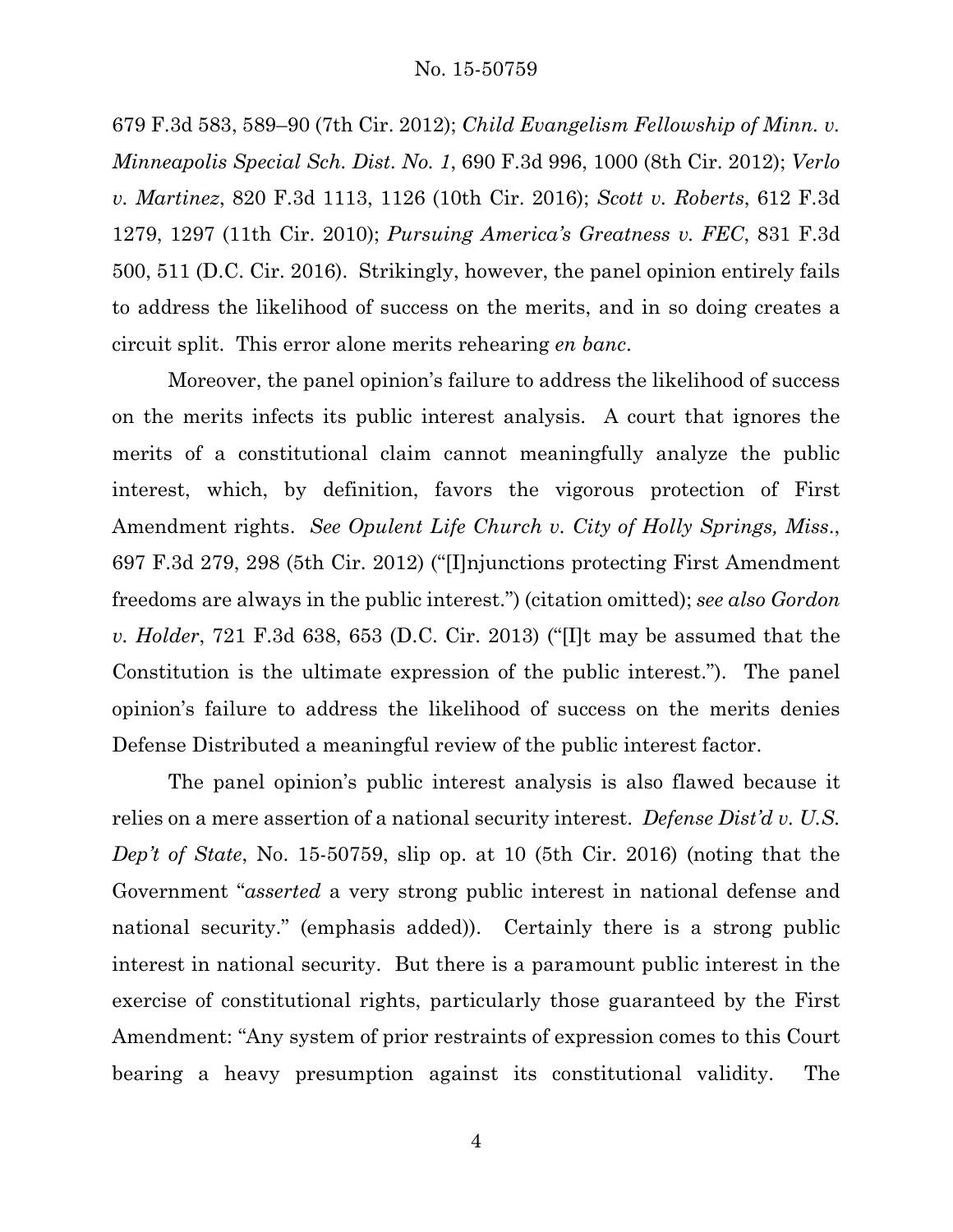679 F.3d 583, 589–90 (7th Cir. 2012); *Child Evangelism Fellowship of Minn. v. Minneapolis Special Sch. Dist. No. 1*, 690 F.3d 996, 1000 (8th Cir. 2012); *Verlo v. Martinez*, 820 F.3d 1113, 1126 (10th Cir. 2016); *Scott v. Roberts*, 612 F.3d 1279, 1297 (11th Cir. 2010); *Pursuing America's Greatness v. FEC*, 831 F.3d 500, 511 (D.C. Cir. 2016). Strikingly, however, the panel opinion entirely fails to address the likelihood of success on the merits, and in so doing creates a circuit split. This error alone merits rehearing *en banc*.

Moreover, the panel opinion's failure to address the likelihood of success on the merits infects its public interest analysis. A court that ignores the merits of a constitutional claim cannot meaningfully analyze the public interest, which, by definition, favors the vigorous protection of First Amendment rights. *See Opulent Life Church v. City of Holly Springs, Miss.*, 697 F.3d 279, 298 (5th Cir. 2012) ("[I]njunctions protecting First Amendment freedoms are always in the public interest.") (citation omitted); *see also Gordon v. Holder*, 721 F.3d 638, 653 (D.C. Cir. 2013) ("[I]t may be assumed that the Constitution is the ultimate expression of the public interest."). The panel opinion's failure to address the likelihood of success on the merits denies Defense Distributed a meaningful review of the public interest factor.

The panel opinion's public interest analysis is also flawed because it relies on a mere assertion of a national security interest. *Defense Dist'd v. U.S. Dep't of State*, No. 15-50759, slip op. at 10 (5th Cir. 2016) (noting that the Government "*asserted* a very strong public interest in national defense and national security." (emphasis added)). Certainly there is a strong public interest in national security. But there is a paramount public interest in the exercise of constitutional rights, particularly those guaranteed by the First Amendment: "Any system of prior restraints of expression comes to this Court bearing a heavy presumption against its constitutional validity. The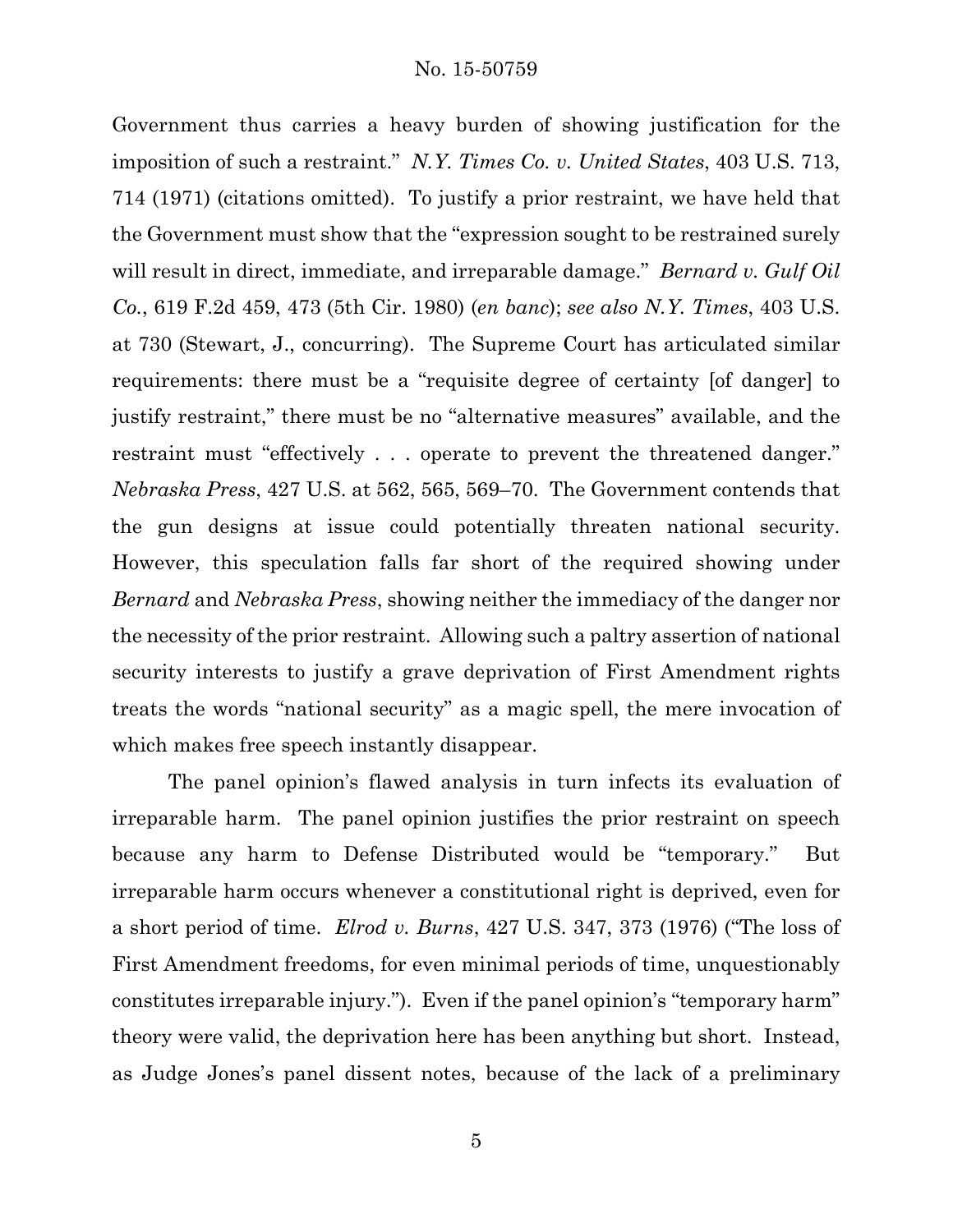Government thus carries a heavy burden of showing justification for the imposition of such a restraint." *N.Y. Times Co. v. United States*, 403 U.S. 713, 714 (1971) (citations omitted). To justify a prior restraint, we have held that the Government must show that the "expression sought to be restrained surely will result in direct, immediate, and irreparable damage." *Bernard v. Gulf Oil Co.*, 619 F.2d 459, 473 (5th Cir. 1980) (*en banc*); *see also N.Y. Times*, 403 U.S. at 730 (Stewart, J., concurring). The Supreme Court has articulated similar requirements: there must be a "requisite degree of certainty [of danger] to justify restraint," there must be no "alternative measures" available, and the restraint must "effectively . . . operate to prevent the threatened danger." *Nebraska Press*, 427 U.S. at 562, 565, 569–70. The Government contends that the gun designs at issue could potentially threaten national security. However, this speculation falls far short of the required showing under *Bernard* and *Nebraska Press*, showing neither the immediacy of the danger nor the necessity of the prior restraint. Allowing such a paltry assertion of national security interests to justify a grave deprivation of First Amendment rights treats the words "national security" as a magic spell, the mere invocation of which makes free speech instantly disappear.

The panel opinion's flawed analysis in turn infects its evaluation of irreparable harm. The panel opinion justifies the prior restraint on speech because any harm to Defense Distributed would be "temporary." But irreparable harm occurs whenever a constitutional right is deprived, even for a short period of time. *Elrod v. Burns*, 427 U.S. 347, 373 (1976) ("The loss of First Amendment freedoms, for even minimal periods of time, unquestionably constitutes irreparable injury."). Even if the panel opinion's "temporary harm" theory were valid, the deprivation here has been anything but short. Instead, as Judge Jones's panel dissent notes, because of the lack of a preliminary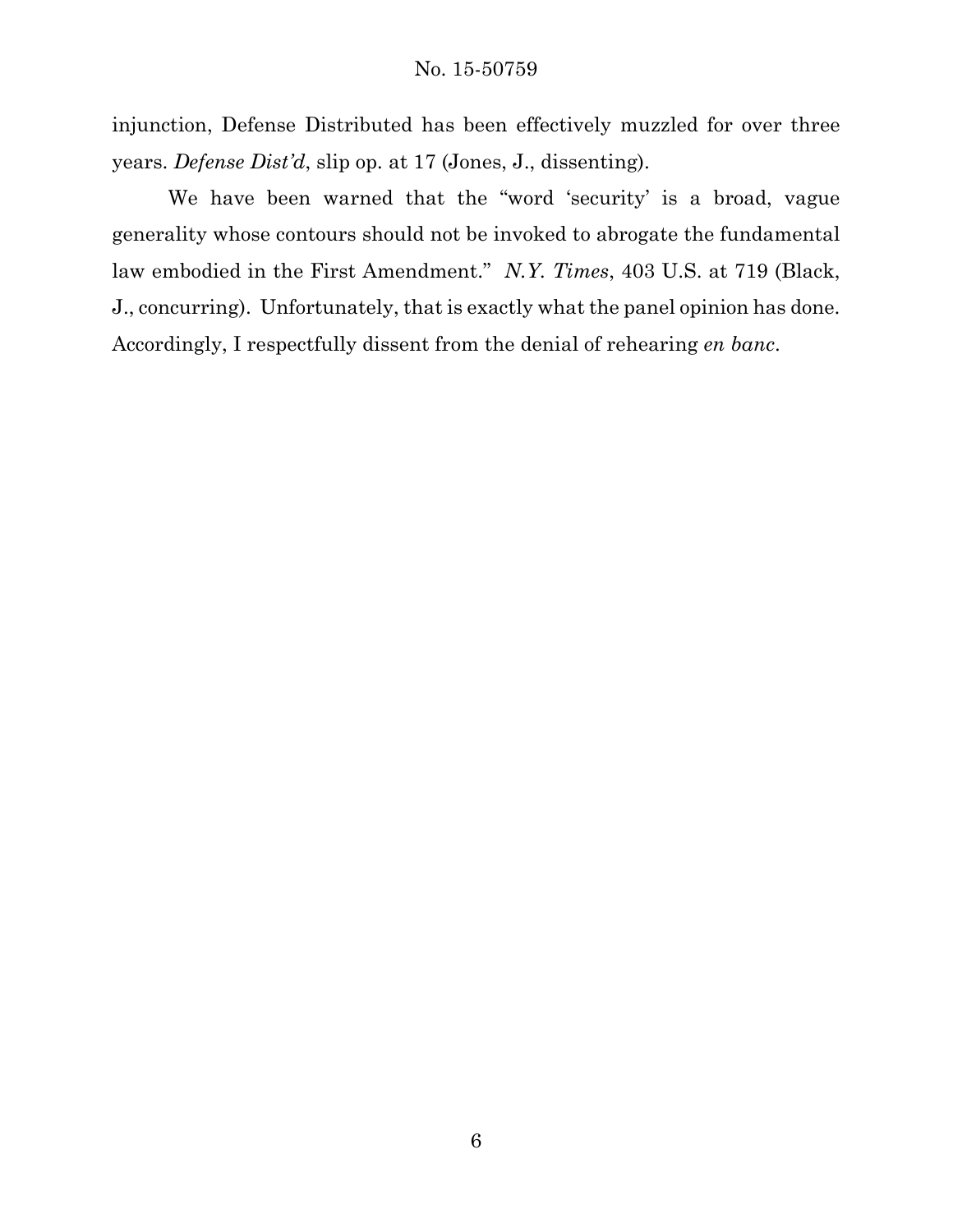injunction, Defense Distributed has been effectively muzzled for over three years. *Defense Dist'd*, slip op. at 17 (Jones, J., dissenting).

We have been warned that the "word 'security' is a broad, vague generality whose contours should not be invoked to abrogate the fundamental law embodied in the First Amendment." *N.Y. Times*, 403 U.S. at 719 (Black, J., concurring). Unfortunately, that is exactly what the panel opinion has done. Accordingly, I respectfully dissent from the denial of rehearing *en banc*.